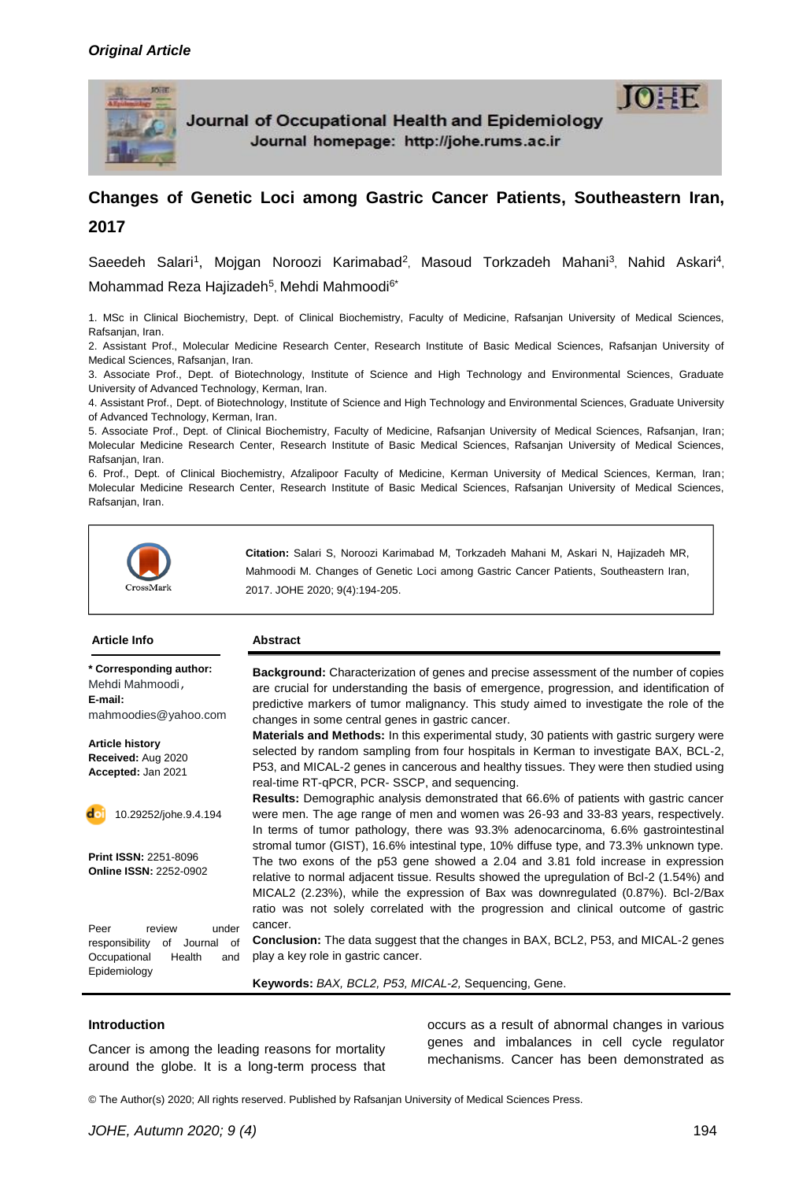*Original Article*

Journal of Occupational Health and Epidemiology

Journal homepage: http://johe.rums.ac.ir

# Changes of Genetic Loci among Gastric Cancer Patients, Southeastern Iran, 2017

Saeedeh Salari[1], Mojgan Noroozi Karimabad[2], Masoud Torkzadeh Mahani[3], Nahid Askari[4], Mohammad Reza Hajizadeh[5], Mehdi Mahmoodi[6*]

1. MSc in Clinical Biochemistry, Dept. of Clinical Biochemistry, Faculty of Medicine, Rafsanjan University of Medical Sciences, Rafsanjan, Iran.
2. Assistant Prof., Molecular Medicine Research Center, Research Institute of Basic Medical Sciences, Rafsanjan University of Medical Sciences, Rafsanjan, Iran.
3. Associate Prof., Dept. of Biotechnology, Institute of Science and High Technology and Environmental Sciences, Graduate University of Advanced Technology, Kerman, Iran.
4. Assistant Prof., Dept. of Biotechnology, Institute of Science and High Technology and Environmental Sciences, Graduate University of Advanced Technology, Kerman, Iran.
5. Associate Prof., Dept. of Clinical Biochemistry, Faculty of Medicine, Rafsanjan University of Medical Sciences, Rafsanjan, Iran; Molecular Medicine Research Center, Research Institute of Basic Medical Sciences, Rafsanjan University of Medical Sciences, Rafsanjan, Iran.
6. Prof., Dept. of Clinical Biochemistry, Afzalipoor Faculty of Medicine, Kerman University of Medical Sciences, Kerman, Iran; Molecular Medicine Research Center, Research Institute of Basic Medical Sciences, Rafsanjan University of Medical Sciences, Rafsanjan, Iran.

**Citation:** Salari S, Noroozi Karimabad M, Torkzadeh Mahani M, Askari N, Hajizadeh MR, Mahmoodi M. Changes of Genetic Loci among Gastric Cancer Patients, Southeastern Iran, 2017. JOHE 2020; 9(4):194-205.

**Article Info**

**\* Corresponding author:** Mehdi Mahmoodi,
**E-mail:** mahmoodies@yahoo.com

**Article history**
**Received:** Aug 2020
**Accepted:** Jan 2021

10.29252/johe.9.4.194

**Print ISSN:** 2251-8096
**Online ISSN:** 2252-0902

Peer review under responsibility of Journal of Occupational Health and Epidemiology

**Abstract**

**Background:** Characterization of genes and precise assessment of the number of copies are crucial for understanding the basis of emergence, progression, and identification of predictive markers of tumor malignancy. This study aimed to investigate the role of the changes in some central genes in gastric cancer.

**Materials and Methods:** In this experimental study, 30 patients with gastric surgery were selected by random sampling from four hospitals in Kerman to investigate BAX, BCL-2, P53, and MICAL-2 genes in cancerous and healthy tissues. They were then studied using real-time RT-qPCR, PCR- SSCP, and sequencing.

**Results:** Demographic analysis demonstrated that 66.6% of patients with gastric cancer were men. The age range of men and women was 26-93 and 33-83 years, respectively. In terms of tumor pathology, there was 93.3% adenocarcinoma, 6.6% gastrointestinal stromal tumor (GIST), 16.6% intestinal type, 10% diffuse type, and 73.3% unknown type. The two exons of the p53 gene showed a 2.04 and 3.81 fold increase in expression relative to normal adjacent tissue. Results showed the upregulation of Bcl-2 (1.54%) and MICAL2 (2.23%), while the expression of Bax was downregulated (0.87%). Bcl-2/Bax ratio was not solely correlated with the progression and clinical outcome of gastric cancer.

**Conclusion:** The data suggest that the changes in BAX, BCL2, P53, and MICAL-2 genes play a key role in gastric cancer.

**Keywords:** *BAX, BCL2, P53, MICAL-2,* Sequencing, Gene.

## Introduction

Cancer is among the leading reasons for mortality around the globe. It is a long-term process that occurs as a result of abnormal changes in various genes and imbalances in cell cycle regulator mechanisms. Cancer has been demonstrated as

© The Author(s) 2020; All rights reserved. Published by Rafsanjan University of Medical Sciences Press.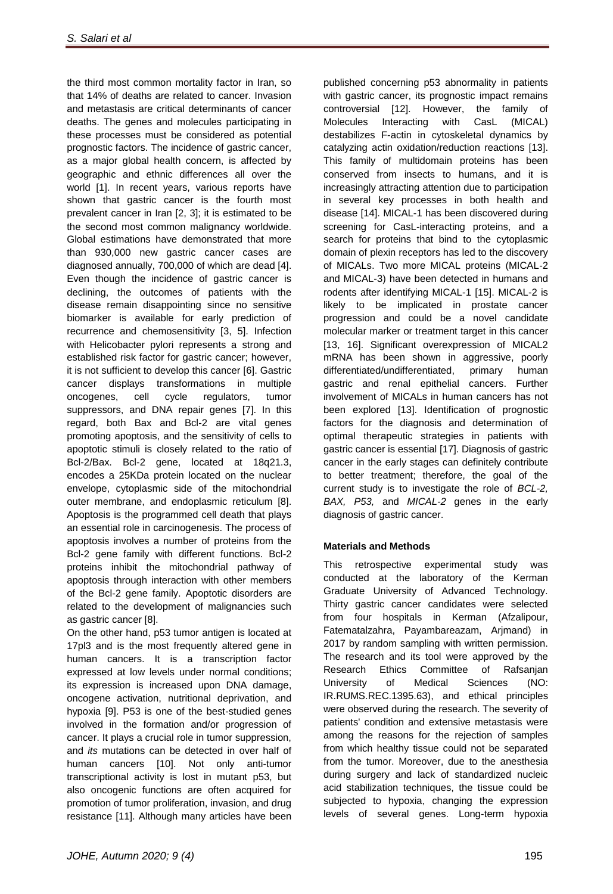the third most common mortality factor in Iran, so that 14% of deaths are related to cancer. Invasion and metastasis are critical determinants of cancer deaths. The genes and molecules participating in these processes must be considered as potential prognostic factors. The incidence of gastric cancer, as a major global health concern, is affected by geographic and ethnic differences all over the world [1]. In recent years, various reports have shown that gastric cancer is the fourth most prevalent cancer in Iran [2, 3]; it is estimated to be the second most common malignancy worldwide. Global estimations have demonstrated that more than 930,000 new gastric cancer cases are diagnosed annually, 700,000 of which are dead [4]. Even though the incidence of gastric cancer is declining, the outcomes of patients with the disease remain disappointing since no sensitive biomarker is available for early prediction of recurrence and chemosensitivity [3, 5]. Infection with Helicobacter pylori represents a strong and established risk factor for gastric cancer; however, it is not sufficient to develop this cancer [6]. Gastric cancer displays transformations in multiple oncogenes, cell cycle regulators, tumor suppressors, and DNA repair genes [7]. In this regard, both Bax and Bcl-2 are vital genes promoting apoptosis, and the sensitivity of cells to apoptotic stimuli is closely related to the ratio of Bcl-2/Bax. Bcl-2 gene, located at 18q21.3, encodes a 25KDa protein located on the nuclear envelope, cytoplasmic side of the mitochondrial outer membrane, and endoplasmic reticulum [8]. Apoptosis is the programmed cell death that plays an essential role in carcinogenesis. The process of apoptosis involves a number of proteins from the Bcl-2 gene family with different functions. Bcl-2 proteins inhibit the mitochondrial pathway of apoptosis through interaction with other members of the Bcl-2 gene family. Apoptotic disorders are related to the development of malignancies such as gastric cancer [8].

On the other hand, p53 tumor antigen is located at 17pl3 and is the most frequently altered gene in human cancers. It is a transcription factor expressed at low levels under normal conditions; its expression is increased upon DNA damage, oncogene activation, nutritional deprivation, and hypoxia [9]. P53 is one of the best-studied genes involved in the formation and/or progression of cancer. It plays a crucial role in tumor suppression, and *its* mutations can be detected in over half of human cancers [10]. Not only anti-tumor transcriptional activity is lost in mutant p53, but also oncogenic functions are often acquired for promotion of tumor proliferation, invasion, and drug resistance [11]. Although many articles have been published concerning p53 abnormality in patients with gastric cancer, its prognostic impact remains controversial [12]. However, the family of Molecules Interacting with CasL (MICAL) destabilizes F-actin in cytoskeletal dynamics by catalyzing actin oxidation/reduction reactions [13]. This family of multidomain proteins has been conserved from insects to humans, and it is increasingly attracting attention due to participation in several key processes in both health and disease [14]. MICAL-1 has been discovered during screening for CasL-interacting proteins, and a search for proteins that bind to the cytoplasmic domain of plexin receptors has led to the discovery of MICALs. Two more MICAL proteins (MICAL-2 and MICAL-3) have been detected in humans and rodents after identifying MICAL-1 [15]. MICAL-2 is likely to be implicated in prostate cancer progression and could be a novel candidate molecular marker or treatment target in this cancer [13, 16]. Significant overexpression of MICAL2 mRNA has been shown in aggressive, poorly differentiated/undifferentiated, primary human gastric and renal epithelial cancers. Further involvement of MICALs in human cancers has not been explored [13]. Identification of prognostic factors for the diagnosis and determination of optimal therapeutic strategies in patients with gastric cancer is essential [17]. Diagnosis of gastric cancer in the early stages can definitely contribute to better treatment; therefore, the goal of the current study is to investigate the role of *BCL-2, BAX, P53,* and *MICAL-2* genes in the early diagnosis of gastric cancer.

**Materials and Methods**

This retrospective experimental study was conducted at the laboratory of the Kerman Graduate University of Advanced Technology. Thirty gastric cancer candidates were selected from four hospitals in Kerman (Afzalipour, Fatematalzahra, Payambareazam, Arjmand) in 2017 by random sampling with written permission. The research and its tool were approved by the Research Ethics Committee of Rafsanjan University of Medical Sciences (NO: IR.RUMS.REC.1395.63), and ethical principles were observed during the research. The severity of patients' condition and extensive metastasis were among the reasons for the rejection of samples from which healthy tissue could not be separated from the tumor. Moreover, due to the anesthesia during surgery and lack of standardized nucleic acid stabilization techniques, the tissue could be subjected to hypoxia, changing the expression levels of several genes. Long-term hypoxia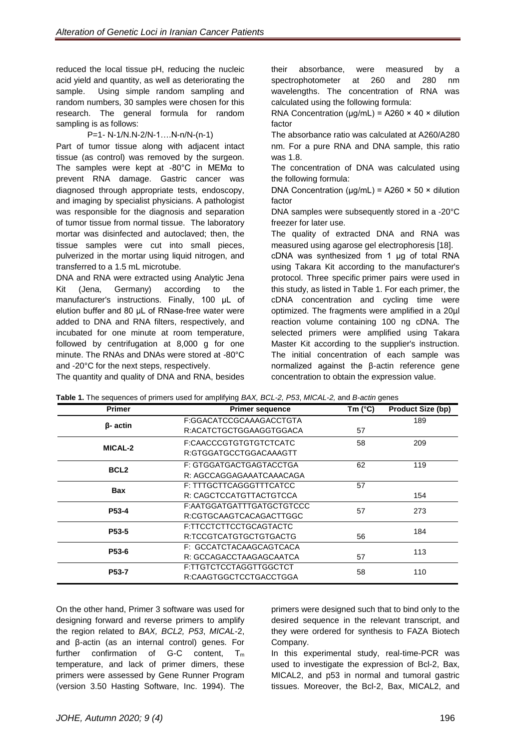reduced the local tissue pH, reducing the nucleic acid yield and quantity, as well as deteriorating the sample. Using simple random sampling and random numbers, 30 samples were chosen for this research. The general formula for random sampling is as follows:

$$P=1- N-1/N.N-2/N-1….N-n/N-(n-1)$$

Part of tumor tissue along with adjacent intact tissue (as control) was removed by the surgeon. The samples were kept at -80°C in MEMα to prevent RNA damage. Gastric cancer was diagnosed through appropriate tests, endoscopy, and imaging by specialist physicians. A pathologist was responsible for the diagnosis and separation of tumor tissue from normal tissue. The laboratory mortar was disinfected and autoclaved; then, the tissue samples were cut into small pieces, pulverized in the mortar using liquid nitrogen, and transferred to a 1.5 mL microtube.

DNA and RNA were extracted using Analytic Jena Kit (Jena, Germany) according to the manufacturer's instructions. Finally, 100 μL of elution buffer and 80 μL of RNase-free water were added to DNA and RNA filters, respectively, and incubated for one minute at room temperature, followed by centrifugation at 8,000 g for one minute. The RNAs and DNAs were stored at -80°C and -20°C for the next steps, respectively.

The quantity and quality of DNA and RNA, besides their absorbance, were measured by a spectrophotometer at 260 and 280 nm wavelengths. The concentration of RNA was calculated using the following formula:

RNA Concentration (μg/mL) = $A260 \times 40 \times$ dilution factor

The absorbance ratio was calculated at A260/A280 nm. For a pure RNA and DNA sample, this ratio was 1.8.

The concentration of DNA was calculated using the following formula:

DNA Concentration (μg/mL) = $A260 \times 50 \times$ dilution factor

DNA samples were subsequently stored in a -20°C freezer for later use.

The quality of extracted DNA and RNA was measured using agarose gel electrophoresis [18].

cDNA was synthesized from 1 μg of total RNA using Takara Kit according to the manufacturer's protocol. Three specific primer pairs were used in this study, as listed in Table 1. For each primer, the cDNA concentration and cycling time were optimized. The fragments were amplified in a 20μl reaction volume containing 100 ng cDNA. The selected primers were amplified using Takara Master Kit according to the supplier's instruction. The initial concentration of each sample was normalized against the β-actin reference gene concentration to obtain the expression value.

**Table 1.** The sequences of primers used for amplifying *BAX, BCL-2, P53*, *MICAL-2,* and *B-actin* genes

| Primer | Primer sequence | Tm (°C) | Product Size (bp) |
|---|---|---|---|
| β- actin | F:GGACATCCGCAAAGACCTGTA<br>R:ACATCTGCTGGAAGGTGGACA | 57 | 189 |
| MICAL-2 | F:CAACCCGTGTGTGTCTCATC<br>R:GTGGATGCCTGGACAAAGTT | 58 | 209 |
| BCL2 | F: GTGGATGACTGAGTACCTGA<br>R: AGCCAGGAGAAATCAAACAGA | 62 | 119 |
| Bax | F: TTTGCTTCAGGGTTTCATCC<br>R: CAGCTCCATGTTACTGTCCA | 57 | 154 |
| P53-4 | F:AATGGATGATTTGATGCTGTCCC<br>R:CGTGCAAGTCACAGACTTGGC | 57 | 273 |
| P53-5 | F:TTCCTCTTCCTGCAGTACTC<br>R:TCCGTCATGTGCTGTGACTG | 56 | 184 |
| P53-6 | F: GCCATCTACAAGCAGTCACA<br>R: GCCAGACCTAAGAGCAATCA | 57 | 113 |
| P53-7 | F:TTGTCTCCTAGGTTGGCTCT<br>R:CAAGTGGCTCCTGACCTGGA | 58 | 110 |

On the other hand, Primer 3 software was used for designing forward and reverse primers to amplify the region related to *BAX, BCL2, P53*, *MICAL*-2, and β-actin (as an internal control) genes. For further confirmation of G-C content, $T_m$ temperature, and lack of primer dimers, these primers were assessed by Gene Runner Program (version 3.50 Hasting Software, Inc. 1994). The primers were designed such that to bind only to the desired sequence in the relevant transcript, and they were ordered for synthesis to FAZA Biotech Company.

In this experimental study, real-time-PCR was used to investigate the expression of Bcl-2, Bax, MICAL2, and p53 in normal and tumoral gastric tissues. Moreover, the Bcl-2, Bax, MICAL2, and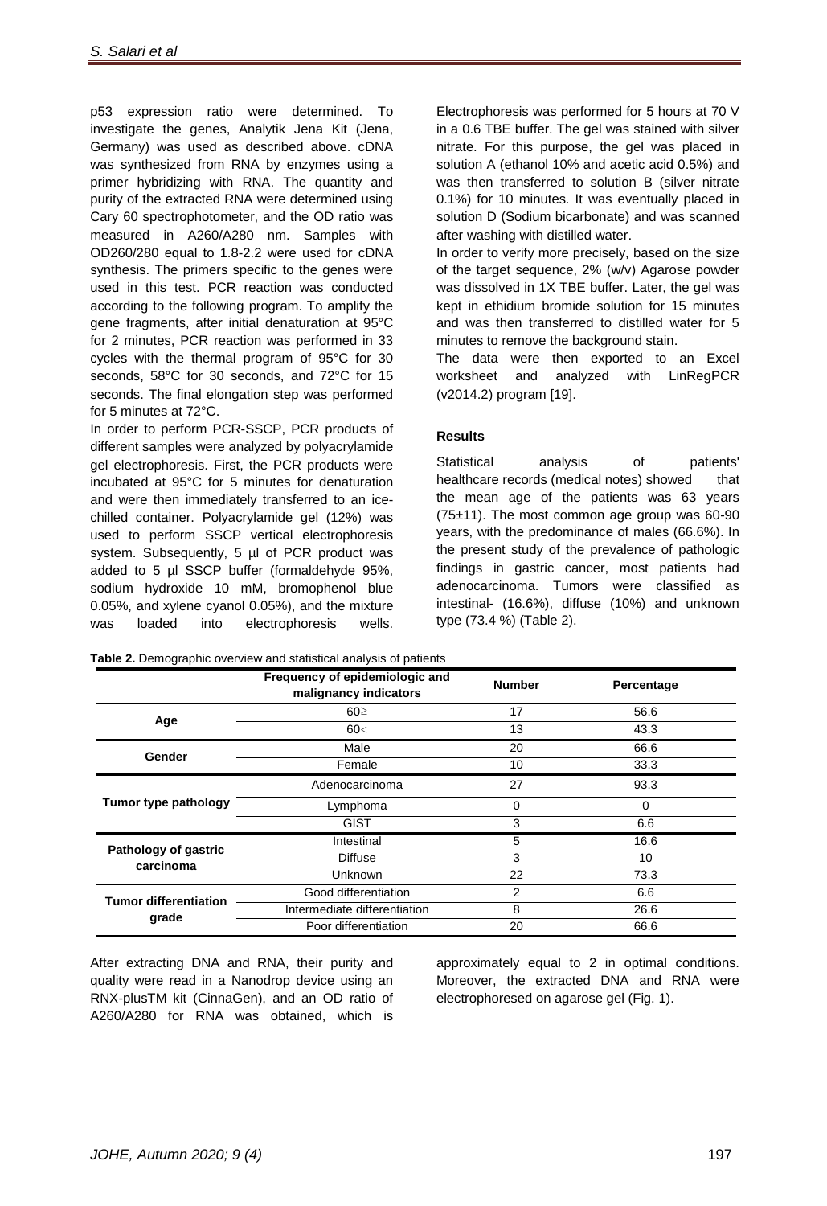p53 expression ratio were determined. To investigate the genes, Analytik Jena Kit (Jena, Germany) was used as described above. cDNA was synthesized from RNA by enzymes using a primer hybridizing with RNA. The quantity and purity of the extracted RNA were determined using Cary 60 spectrophotometer, and the OD ratio was measured in A260/A280 nm. Samples with OD260/280 equal to 1.8-2.2 were used for cDNA synthesis. The primers specific to the genes were used in this test. PCR reaction was conducted according to the following program. To amplify the gene fragments, after initial denaturation at 95°C for 2 minutes, PCR reaction was performed in 33 cycles with the thermal program of 95°C for 30 seconds, 58°C for 30 seconds, and 72°C for 15 seconds. The final elongation step was performed for 5 minutes at 72°C.

In order to perform PCR-SSCP, PCR products of different samples were analyzed by polyacrylamide gel electrophoresis. First, the PCR products were incubated at 95°C for 5 minutes for denaturation and were then immediately transferred to an ice-chilled container. Polyacrylamide gel (12%) was used to perform SSCP vertical electrophoresis system. Subsequently, 5 µl of PCR product was added to 5 µl SSCP buffer (formaldehyde 95%, sodium hydroxide 10 mM, bromophenol blue 0.05%, and xylene cyanol 0.05%), and the mixture was loaded into electrophoresis wells. Electrophoresis was performed for 5 hours at 70 V in a 0.6 TBE buffer. The gel was stained with silver nitrate. For this purpose, the gel was placed in solution A (ethanol 10% and acetic acid 0.5%) and was then transferred to solution B (silver nitrate 0.1%) for 10 minutes. It was eventually placed in solution D (Sodium bicarbonate) and was scanned after washing with distilled water.

In order to verify more precisely, based on the size of the target sequence, 2% (w/v) Agarose powder was dissolved in 1X TBE buffer. Later, the gel was kept in ethidium bromide solution for 15 minutes and was then transferred to distilled water for 5 minutes to remove the background stain.

The data were then exported to an Excel worksheet and analyzed with LinRegPCR (v2014.2) program [19].

## Results

Statistical analysis of patients' healthcare records (medical notes) showed that the mean age of the patients was 63 years (75±11). The most common age group was 60-90 years, with the predominance of males (66.6%). In the present study of the prevalence of pathologic findings in gastric cancer, most patients had adenocarcinoma. Tumors were classified as intestinal- (16.6%), diffuse (10%) and unknown type (73.4 %) (Table 2).

**Table 2.** Demographic overview and statistical analysis of patients

| | Frequency of epidemiologic and malignancy indicators | Number | Percentage |
|---|---|---|---|
| **Age** | 60≥ | 17 | 56.6 |
| | 60< | 13 | 43.3 |
| **Gender** | Male | 20 | 66.6 |
| | Female | 10 | 33.3 |
| **Tumor type pathology** | Adenocarcinoma | 27 | 93.3 |
| | Lymphoma | 0 | 0 |
| | GIST | 3 | 6.6 |
| **Pathology of gastric carcinoma** | Intestinal | 5 | 16.6 |
| | Diffuse | 3 | 10 |
| | Unknown | 22 | 73.3 |
| **Tumor differentiation grade** | Good differentiation | 2 | 6.6 |
| | Intermediate differentiation | 8 | 26.6 |
| | Poor differentiation | 20 | 66.6 |

After extracting DNA and RNA, their purity and quality were read in a Nanodrop device using an RNX-plusTM kit (CinnaGen), and an OD ratio of A260/A280 for RNA was obtained, which is approximately equal to 2 in optimal conditions. Moreover, the extracted DNA and RNA were electrophoresed on agarose gel (Fig. 1).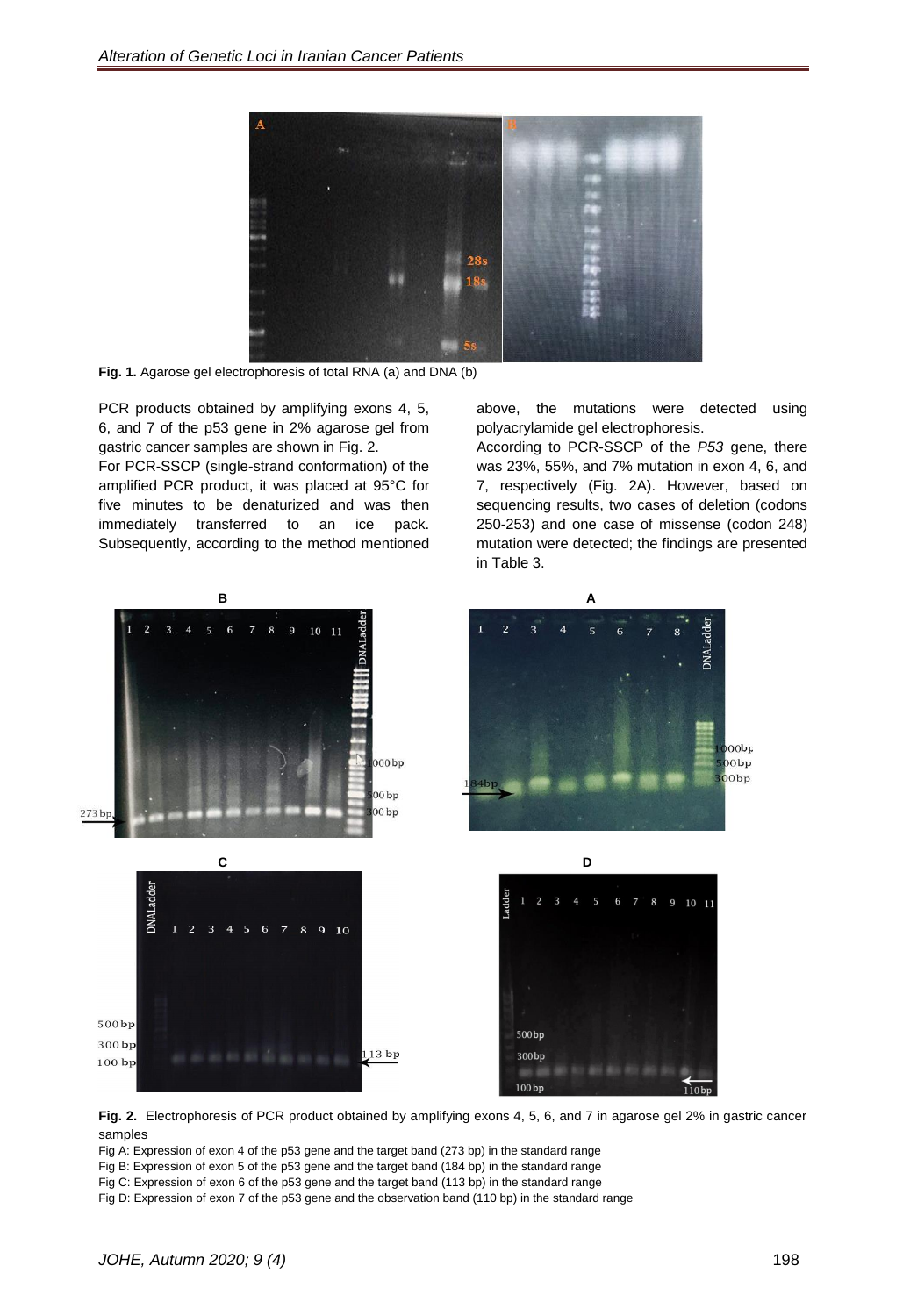**Fig. 1.** Agarose gel electrophoresis of total RNA (a) and DNA (b)

PCR products obtained by amplifying exons 4, 5, 6, and 7 of the p53 gene in 2% agarose gel from gastric cancer samples are shown in Fig. 2.

For PCR-SSCP (single-strand conformation) of the amplified PCR product, it was placed at 95°C for five minutes to be denatured and was then immediately transferred to an ice pack. Subsequently, according to the method mentioned above, the mutations were detected using polyacrylamide gel electrophoresis.

According to PCR-SSCP of the *P53* gene, there was 23%, 55%, and 7% mutation in exon 4, 6, and 7, respectively (Fig. 2A). However, based on sequencing results, two cases of deletion (codons 250-253) and one case of missense (codon 248) mutation were detected; the findings are presented in Table 3.

**Fig. 2.** Electrophoresis of PCR product obtained by amplifying exons 4, 5, 6, and 7 in agarose gel 2% in gastric cancer samples

Fig A: Expression of exon 4 of the p53 gene and the target band (273 bp) in the standard range

Fig B: Expression of exon 5 of the p53 gene and the target band (184 bp) in the standard range

Fig C: Expression of exon 6 of the p53 gene and the target band (113 bp) in the standard range

Fig D: Expression of exon 7 of the p53 gene and the observation band (110 bp) in the standard range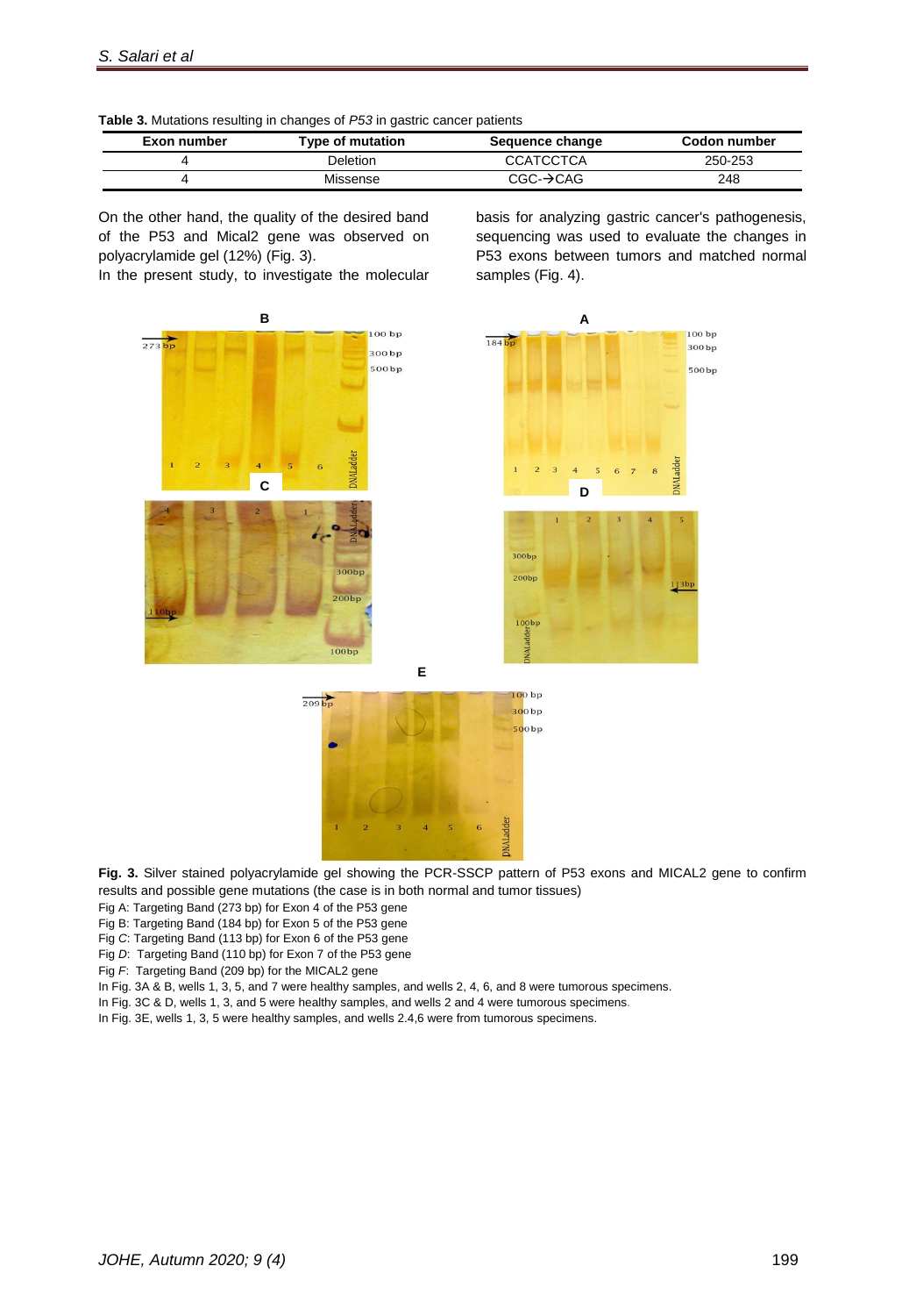**Table 3.** Mutations resulting in changes of *P53* in gastric cancer patients

| Exon number | Type of mutation | Sequence change | Codon number |
|---|---|---|---|
| 4 | Deletion | CCATCCTCA | 250-253 |
| 4 | Missense | CGC-→CAG | 248 |

On the other hand, the quality of the desired band of the P53 and Mical2 gene was observed on polyacrylamide gel (12%) (Fig. 3).

In the present study, to investigate the molecular basis for analyzing gastric cancer's pathogenesis, sequencing was used to evaluate the changes in P53 exons between tumors and matched normal samples (Fig. 4).

**Fig. 3.** Silver stained polyacrylamide gel showing the PCR-SSCP pattern of P53 exons and MICAL2 gene to confirm results and possible gene mutations (the case is in both normal and tumor tissues)

Fig A: Targeting Band (273 bp) for Exon 4 of the P53 gene

Fig B: Targeting Band (184 bp) for Exon 5 of the P53 gene

Fig C: Targeting Band (113 bp) for Exon 6 of the P53 gene

Fig *D*: Targeting Band (110 bp) for Exon 7 of the P53 gene

Fig *F*: Targeting Band (209 bp) for the MICAL2 gene

In Fig. 3A & B, wells 1, 3, 5, and 7 were healthy samples, and wells 2, 4, 6, and 8 were tumorous specimens.

In Fig. 3C & D, wells 1, 3, and 5 were healthy samples, and wells 2 and 4 were tumorous specimens.

In Fig. 3E, wells 1, 3, 5 were healthy samples, and wells 2.4,6 were from tumorous specimens.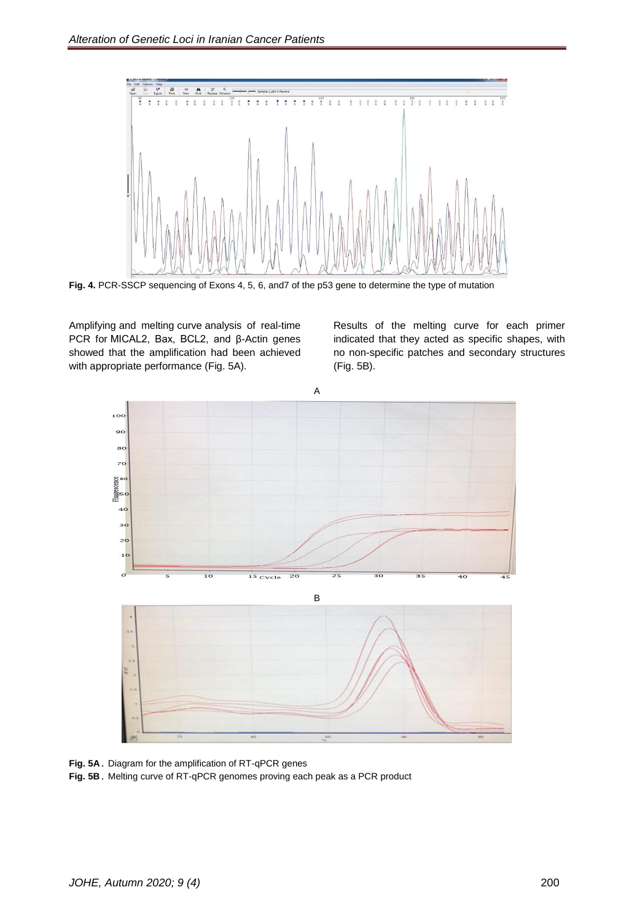**Fig. 4.** PCR-SSCP sequencing of Exons 4, 5, 6, and7 of the p53 gene to determine the type of mutation

Amplifying and melting curve analysis of real-time PCR for MICAL2, Bax, BCL2, and β-Actin genes showed that the amplification had been achieved with appropriate performance (Fig. 5A).

Results of the melting curve for each primer indicated that they acted as specific shapes, with no non-specific patches and secondary structures (Fig. 5B).

**Fig. 5A**. Diagram for the amplification of RT-qPCR genes

**Fig. 5B**. Melting curve of RT-qPCR genomes proving each peak as a PCR product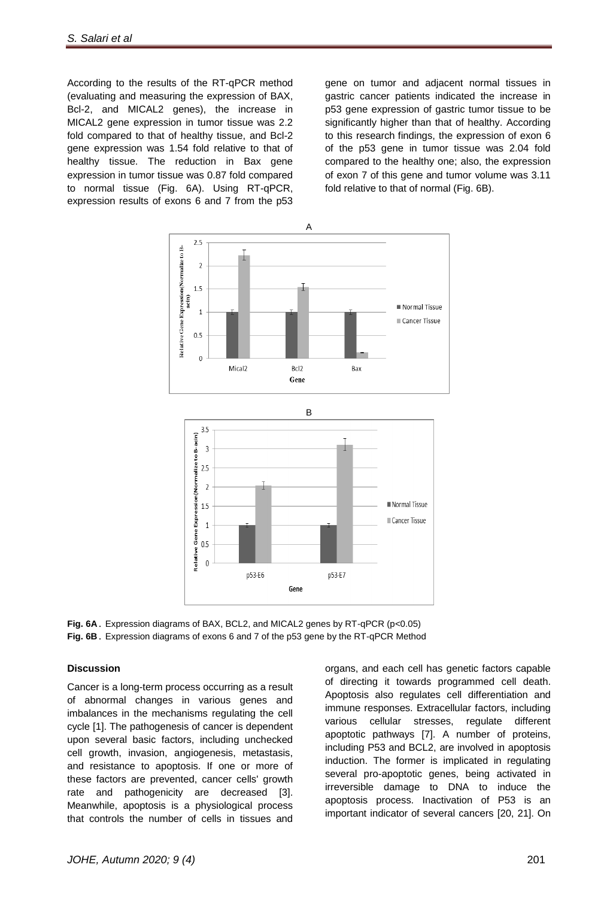According to the results of the RT-qPCR method (evaluating and measuring the expression of BAX, Bcl-2, and MICAL2 genes), the increase in MICAL2 gene expression in tumor tissue was 2.2 fold compared to that of healthy tissue, and Bcl-2 gene expression was 1.54 fold relative to that of healthy tissue. The reduction in Bax gene expression in tumor tissue was 0.87 fold compared to normal tissue (Fig. 6A). Using RT-qPCR, expression results of exons 6 and 7 from the p53 gene on tumor and adjacent normal tissues in gastric cancer patients indicated the increase in p53 gene expression of gastric tumor tissue to be significantly higher than that of healthy. According to this research findings, the expression of exon 6 of the p53 gene in tumor tissue was 2.04 fold compared to the healthy one; also, the expression of exon 7 of this gene and tumor volume was 3.11 fold relative to that of normal (Fig. 6B).

**Fig. 6A.** Expression diagrams of BAX, BCL2, and MICAL2 genes by RT-qPCR ($p<0.05$)

**Fig. 6B.** Expression diagrams of exons 6 and 7 of the p53 gene by the RT-qPCR Method

### Discussion

Cancer is a long-term process occurring as a result of abnormal changes in various genes and imbalances in the mechanisms regulating the cell cycle [1]. The pathogenesis of cancer is dependent upon several basic factors, including unchecked cell growth, invasion, angiogenesis, metastasis, and resistance to apoptosis. If one or more of these factors are prevented, cancer cells' growth rate and pathogenicity are decreased [3]. Meanwhile, apoptosis is a physiological process that controls the number of cells in tissues and organs, and each cell has genetic factors capable of directing it towards programmed cell death. Apoptosis also regulates cell differentiation and immune responses. Extracellular factors, including various cellular stresses, regulate different apoptotic pathways [7]. A number of proteins, including P53 and BCL2, are involved in apoptosis induction. The former is implicated in regulating several pro-apoptotic genes, being activated in irreversible damage to DNA to induce the apoptosis process. Inactivation of P53 is an important indicator of several cancers [20, 21]. On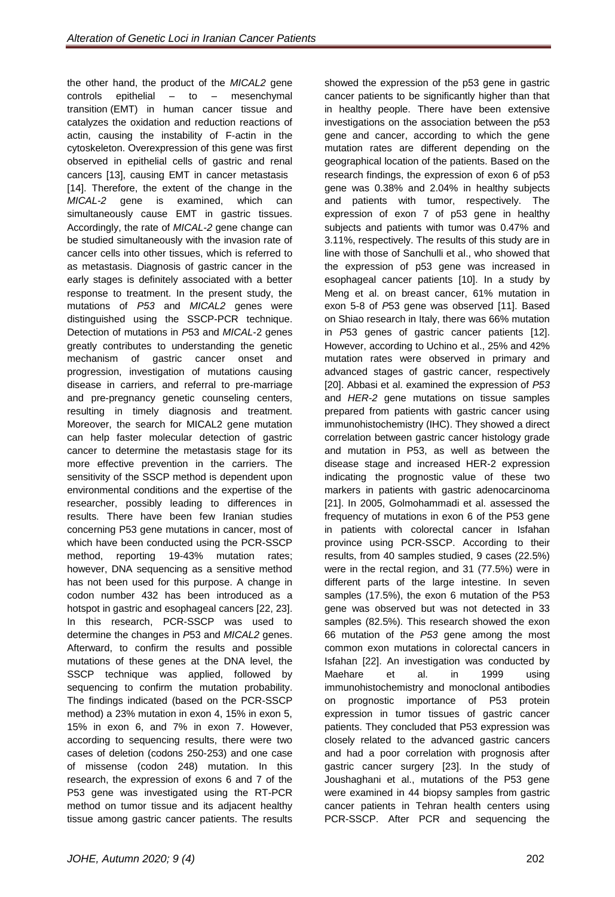the other hand, the product of the *MICAL2* gene controls epithelial – to – mesenchymal transition (EMT) in human cancer tissue and catalyzes the oxidation and reduction reactions of actin, causing the instability of F-actin in the cytoskeleton. Overexpression of this gene was first observed in epithelial cells of gastric and renal cancers [13], causing EMT in cancer metastasis [14]. Therefore, the extent of the change in the *MICAL-2* gene is examined, which can simultaneously cause EMT in gastric tissues. Accordingly, the rate of *MICAL-2* gene change can be studied simultaneously with the invasion rate of cancer cells into other tissues, which is referred to as metastasis. Diagnosis of gastric cancer in the early stages is definitely associated with a better response to treatment. In the present study, the mutations of *P53* and *MICAL2* genes were distinguished using the SSCP-PCR technique. Detection of mutations in *P*53 and *MICAL*-2 genes greatly contributes to understanding the genetic mechanism of gastric cancer onset and progression, investigation of mutations causing disease in carriers, and referral to pre-marriage and pre-pregnancy genetic counseling centers, resulting in timely diagnosis and treatment. Moreover, the search for MICAL2 gene mutation can help faster molecular detection of gastric cancer to determine the metastasis stage for its more effective prevention in the carriers. The sensitivity of the SSCP method is dependent upon environmental conditions and the expertise of the researcher, possibly leading to differences in results. There have been few Iranian studies concerning P53 gene mutations in cancer, most of which have been conducted using the PCR-SSCP method, reporting 19-43% mutation rates; however, DNA sequencing as a sensitive method has not been used for this purpose. A change in codon number 432 has been introduced as a hotspot in gastric and esophageal cancers [22, 23]. In this research, PCR-SSCP was used to determine the changes in *P*53 and *MICAL2* genes. Afterward, to confirm the results and possible mutations of these genes at the DNA level, the SSCP technique was applied, followed by sequencing to confirm the mutation probability. The findings indicated (based on the PCR-SSCP method) a 23% mutation in exon 4, 15% in exon 5, 15% in exon 6, and 7% in exon 7. However, according to sequencing results, there were two cases of deletion (codons 250-253) and one case of missense (codon 248) mutation. In this research, the expression of exons 6 and 7 of the P53 gene was investigated using the RT-PCR method on tumor tissue and its adjacent healthy tissue among gastric cancer patients. The results showed the expression of the p53 gene in gastric cancer patients to be significantly higher than that in healthy people. There have been extensive investigations on the association between the p53 gene and cancer, according to which the gene mutation rates are different depending on the geographical location of the patients. Based on the research findings, the expression of exon 6 of p53 gene was 0.38% and 2.04% in healthy subjects and patients with tumor, respectively. The expression of exon 7 of p53 gene in healthy subjects and patients with tumor was 0.47% and 3.11%, respectively. The results of this study are in line with those of Sanchulli et al., who showed that the expression of p53 gene was increased in esophageal cancer patients [10]. In a study by Meng et al. on breast cancer, 61% mutation in exon 5-8 of *P*53 gene was observed [11]. Based on Shiao research in Italy, there was 66% mutation in *P*53 genes of gastric cancer patients [12]. However, according to Uchino et al., 25% and 42% mutation rates were observed in primary and advanced stages of gastric cancer, respectively [20]. Abbasi et al. examined the expression of *P53* and *HER-2* gene mutations on tissue samples prepared from patients with gastric cancer using immunohistochemistry (IHC). They showed a direct correlation between gastric cancer histology grade and mutation in P53, as well as between the disease stage and increased HER-2 expression indicating the prognostic value of these two markers in patients with gastric adenocarcinoma [21]. In 2005, Golmohammadi et al. assessed the frequency of mutations in exon 6 of the P53 gene in patients with colorectal cancer in Isfahan province using PCR-SSCP. According to their results, from 40 samples studied, 9 cases (22.5%) were in the rectal region, and 31 (77.5%) were in different parts of the large intestine. In seven samples (17.5%), the exon 6 mutation of the P53 gene was observed but was not detected in 33 samples (82.5%). This research showed the exon 66 mutation of the *P53* gene among the most common exon mutations in colorectal cancers in Isfahan [22]. An investigation was conducted by Maehare et al. in 1999 using immunohistochemistry and monoclonal antibodies on prognostic importance of P53 protein expression in tumor tissues of gastric cancer patients. They concluded that P53 expression was closely related to the advanced gastric cancers and had a poor correlation with prognosis after gastric cancer surgery [23]. In the study of Joushaghani et al., mutations of the P53 gene were examined in 44 biopsy samples from gastric cancer patients in Tehran health centers using PCR-SSCP. After PCR and sequencing the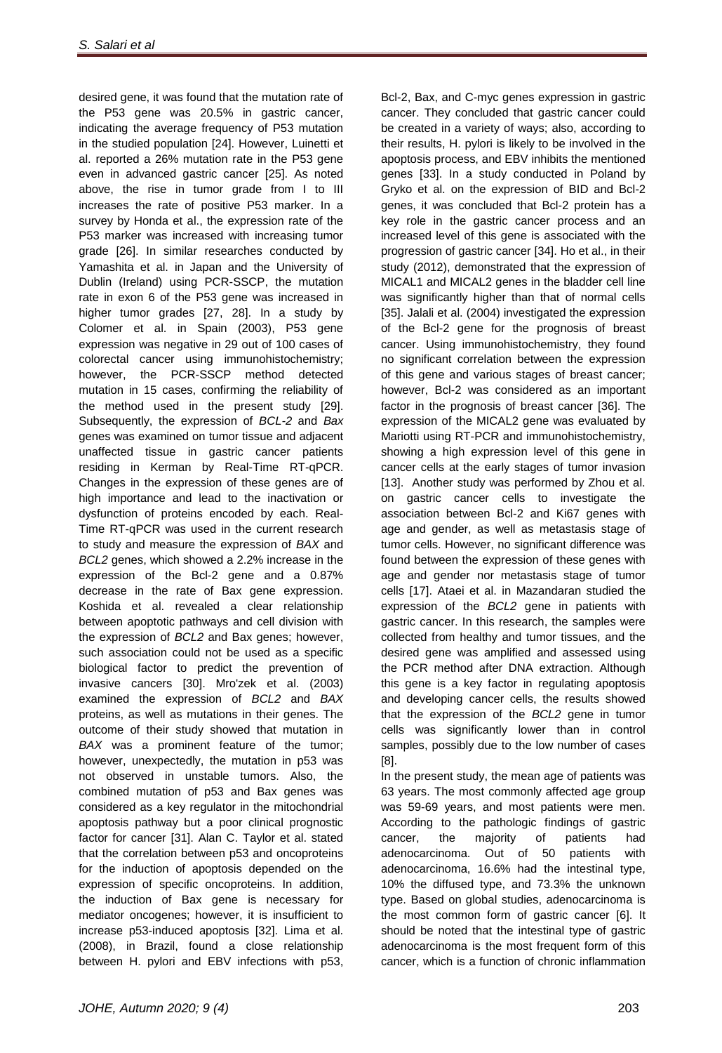desired gene, it was found that the mutation rate of the P53 gene was 20.5% in gastric cancer, indicating the average frequency of P53 mutation in the studied population [24]. However, Luinetti et al. reported a 26% mutation rate in the P53 gene even in advanced gastric cancer [25]. As noted above, the rise in tumor grade from I to III increases the rate of positive P53 marker. In a survey by Honda et al., the expression rate of the P53 marker was increased with increasing tumor grade [26]. In similar researches conducted by Yamashita et al. in Japan and the University of Dublin (Ireland) using PCR-SSCP, the mutation rate in exon 6 of the P53 gene was increased in higher tumor grades [27, 28]. In a study by Colomer et al. in Spain (2003), P53 gene expression was negative in 29 out of 100 cases of colorectal cancer using immunohistochemistry; however, the PCR-SSCP method detected mutation in 15 cases, confirming the reliability of the method used in the present study [29]. Subsequently, the expression of *BCL-2* and *Bax* genes was examined on tumor tissue and adjacent unaffected tissue in gastric cancer patients residing in Kerman by Real-Time RT-qPCR. Changes in the expression of these genes are of high importance and lead to the inactivation or dysfunction of proteins encoded by each. Real-Time RT-qPCR was used in the current research to study and measure the expression of *BAX* and *BCL2* genes, which showed a 2.2% increase in the expression of the Bcl-2 gene and a 0.87% decrease in the rate of Bax gene expression. Koshida et al. revealed a clear relationship between apoptotic pathways and cell division with the expression of *BCL2* and Bax genes; however, such association could not be used as a specific biological factor to predict the prevention of invasive cancers [30]. Mro'zek et al. (2003) examined the expression of *BCL2* and *BAX* proteins, as well as mutations in their genes. The outcome of their study showed that mutation in *BAX* was a prominent feature of the tumor; however, unexpectedly, the mutation in p53 was not observed in unstable tumors. Also, the combined mutation of p53 and Bax genes was considered as a key regulator in the mitochondrial apoptosis pathway but a poor clinical prognostic factor for cancer [31]. Alan C. Taylor et al. stated that the correlation between p53 and oncoproteins for the induction of apoptosis depended on the expression of specific oncoproteins. In addition, the induction of Bax gene is necessary for mediator oncogenes; however, it is insufficient to increase p53-induced apoptosis [32]. Lima et al. (2008), in Brazil, found a close relationship between H. pylori and EBV infections with p53, Bcl-2, Bax, and C-myc genes expression in gastric cancer. They concluded that gastric cancer could be created in a variety of ways; also, according to their results, H. pylori is likely to be involved in the apoptosis process, and EBV inhibits the mentioned genes [33]. In a study conducted in Poland by Gryko et al. on the expression of BID and Bcl-2 genes, it was concluded that Bcl-2 protein has a key role in the gastric cancer process and an increased level of this gene is associated with the progression of gastric cancer [34]. Ho et al., in their study (2012), demonstrated that the expression of MICAL1 and MICAL2 genes in the bladder cell line was significantly higher than that of normal cells [35]. Jalali et al. (2004) investigated the expression of the Bcl-2 gene for the prognosis of breast cancer. Using immunohistochemistry, they found no significant correlation between the expression of this gene and various stages of breast cancer; however, Bcl-2 was considered as an important factor in the prognosis of breast cancer [36]. The expression of the MICAL2 gene was evaluated by Mariotti using RT-PCR and immunohistochemistry, showing a high expression level of this gene in cancer cells at the early stages of tumor invasion [13]. Another study was performed by Zhou et al. on gastric cancer cells to investigate the association between Bcl-2 and Ki67 genes with age and gender, as well as metastasis stage of tumor cells. However, no significant difference was found between the expression of these genes with age and gender nor metastasis stage of tumor cells [17]. Ataei et al. in Mazandaran studied the expression of the *BCL2* gene in patients with gastric cancer. In this research, the samples were collected from healthy and tumor tissues, and the desired gene was amplified and assessed using the PCR method after DNA extraction. Although this gene is a key factor in regulating apoptosis and developing cancer cells, the results showed that the expression of the *BCL2* gene in tumor cells was significantly lower than in control samples, possibly due to the low number of cases [8].

In the present study, the mean age of patients was 63 years. The most commonly affected age group was 59-69 years, and most patients were men. According to the pathologic findings of gastric cancer, the majority of patients had adenocarcinoma. Out of 50 patients with adenocarcinoma, 16.6% had the intestinal type, 10% the diffused type, and 73.3% the unknown type. Based on global studies, adenocarcinoma is the most common form of gastric cancer [6]. It should be noted that the intestinal type of gastric adenocarcinoma is the most frequent form of this cancer, which is a function of chronic inflammation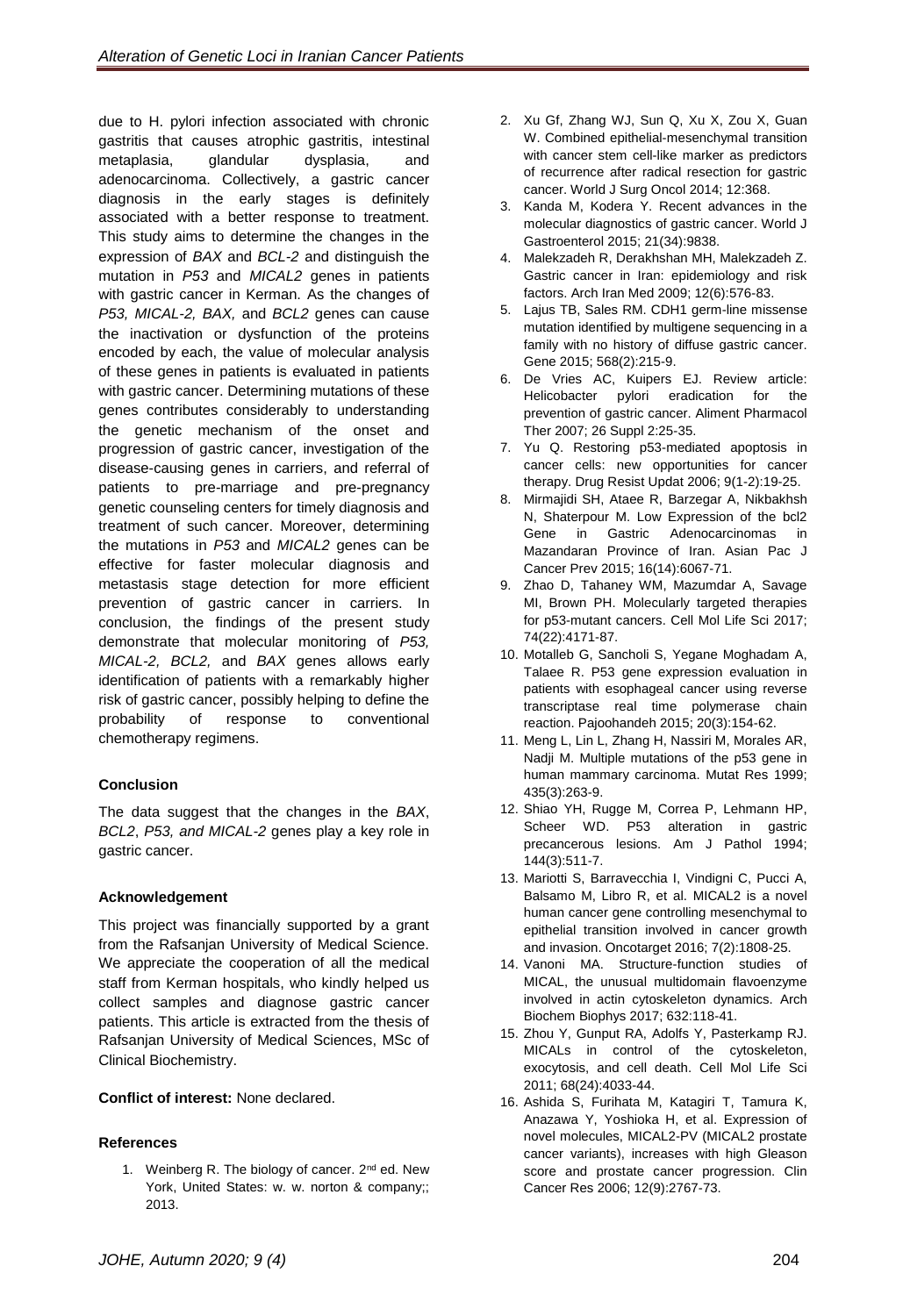due to H. pylori infection associated with chronic gastritis that causes atrophic gastritis, intestinal metaplasia, glandular dysplasia, and adenocarcinoma. Collectively, a gastric cancer diagnosis in the early stages is definitely associated with a better response to treatment. This study aims to determine the changes in the expression of *BAX* and *BCL-2* and distinguish the mutation in *P53* and *MICAL2* genes in patients with gastric cancer in Kerman. As the changes of *P53, MICAL-2, BAX,* and *BCL2* genes can cause the inactivation or dysfunction of the proteins encoded by each, the value of molecular analysis of these genes in patients is evaluated in patients with gastric cancer. Determining mutations of these genes contributes considerably to understanding the genetic mechanism of the onset and progression of gastric cancer, investigation of the disease-causing genes in carriers, and referral of patients to pre-marriage and pre-pregnancy genetic counseling centers for timely diagnosis and treatment of such cancer. Moreover, determining the mutations in *P53* and *MICAL2* genes can be effective for faster molecular diagnosis and metastasis stage detection for more efficient prevention of gastric cancer in carriers. In conclusion, the findings of the present study demonstrate that molecular monitoring of *P53, MICAL-2, BCL2,* and *BAX* genes allows early identification of patients with a remarkably higher risk of gastric cancer, possibly helping to define the probability of response to conventional chemotherapy regimens.

### Conclusion

The data suggest that the changes in the *BAX*, *BCL2*, *P53, and MICAL-2* genes play a key role in gastric cancer.

### Acknowledgement

This project was financially supported by a grant from the Rafsanjan University of Medical Science. We appreciate the cooperation of all the medical staff from Kerman hospitals, who kindly helped us collect samples and diagnose gastric cancer patients. This article is extracted from the thesis of Rafsanjan University of Medical Sciences, MSc of Clinical Biochemistry.

**Conflict of interest:** None declared.

### References

1. Weinberg R. The biology of cancer. 2nd ed. New York, United States: w. w. norton & company;; 2013.
2. Xu Gf, Zhang WJ, Sun Q, Xu X, Zou X, Guan W. Combined epithelial-mesenchymal transition with cancer stem cell-like marker as predictors of recurrence after radical resection for gastric cancer. World J Surg Oncol 2014; 12:368.
3. Kanda M, Kodera Y. Recent advances in the molecular diagnostics of gastric cancer. World J Gastroenterol 2015; 21(34):9838.
4. Malekzadeh R, Derakhshan MH, Malekzadeh Z. Gastric cancer in Iran: epidemiology and risk factors. Arch Iran Med 2009; 12(6):576-83.
5. Lajus TB, Sales RM. CDH1 germ-line missense mutation identified by multigene sequencing in a family with no history of diffuse gastric cancer. Gene 2015; 568(2):215-9.
6. De Vries AC, Kuipers EJ. Review article: Helicobacter pylori eradication for the prevention of gastric cancer. Aliment Pharmacol Ther 2007; 26 Suppl 2:25-35.
7. Yu Q. Restoring p53-mediated apoptosis in cancer cells: new opportunities for cancer therapy. Drug Resist Updat 2006; 9(1-2):19-25.
8. Mirmajidi SH, Ataee R, Barzegar A, Nikbakhsh N, Shaterpour M. Low Expression of the bcl2 Gene in Gastric Adenocarcinomas in Mazandaran Province of Iran. Asian Pac J Cancer Prev 2015; 16(14):6067-71.
9. Zhao D, Tahaney WM, Mazumdar A, Savage MI, Brown PH. Molecularly targeted therapies for p53-mutant cancers. Cell Mol Life Sci 2017; 74(22):4171-87.
10. Motalleb G, Sancholi S, Yegane Moghadam A, Talaee R. P53 gene expression evaluation in patients with esophageal cancer using reverse transcriptase real time polymerase chain reaction. Pajoohandeh 2015; 20(3):154-62.
11. Meng L, Lin L, Zhang H, Nassiri M, Morales AR, Nadji M. Multiple mutations of the p53 gene in human mammary carcinoma. Mutat Res 1999; 435(3):263-9.
12. Shiao YH, Rugge M, Correa P, Lehmann HP, Scheer WD. P53 alteration in gastric precancerous lesions. Am J Pathol 1994; 144(3):511-7.
13. Mariotti S, Barravecchia I, Vindigni C, Pucci A, Balsamo M, Libro R, et al. MICAL2 is a novel human cancer gene controlling mesenchymal to epithelial transition involved in cancer growth and invasion. Oncotarget 2016; 7(2):1808-25.
14. Vanoni MA. Structure-function studies of MICAL, the unusual multidomain flavoenzyme involved in actin cytoskeleton dynamics. Arch Biochem Biophys 2017; 632:118-41.
15. Zhou Y, Gunput RA, Adolfs Y, Pasterkamp RJ. MICALs in control of the cytoskeleton, exocytosis, and cell death. Cell Mol Life Sci 2011; 68(24):4033-44.
16. Ashida S, Furihata M, Katagiri T, Tamura K, Anazawa Y, Yoshioka H, et al. Expression of novel molecules, MICAL2-PV (MICAL2 prostate cancer variants), increases with high Gleason score and prostate cancer progression. Clin Cancer Res 2006; 12(9):2767-73.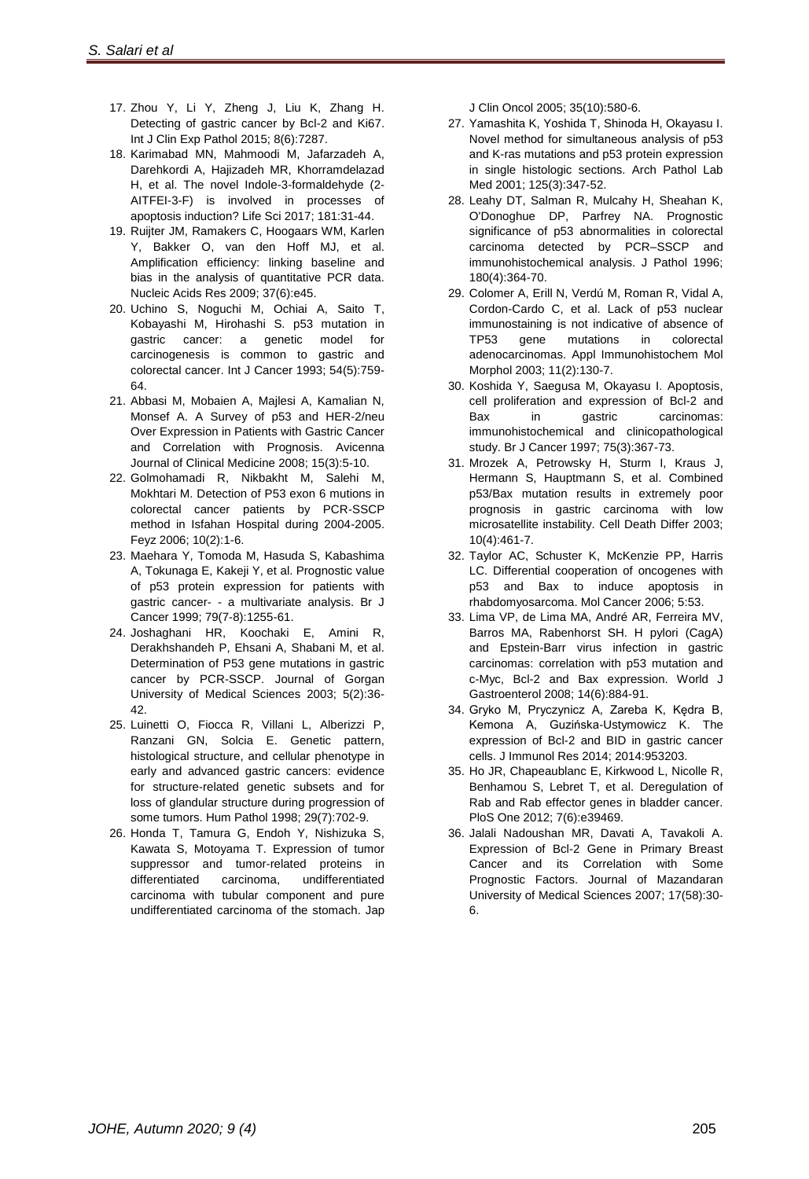17. Zhou Y, Li Y, Zheng J, Liu K, Zhang H. Detecting of gastric cancer by Bcl-2 and Ki67. Int J Clin Exp Pathol 2015; 8(6):7287.
18. Karimabad MN, Mahmoodi M, Jafarzadeh A, Darehkordi A, Hajizadeh MR, Khorramdelazad H, et al. The novel Indole-3-formaldehyde (2-AITFEI-3-F) is involved in processes of apoptosis induction? Life Sci 2017; 181:31-44.
19. Ruijter JM, Ramakers C, Hoogaars WM, Karlen Y, Bakker O, van den Hoff MJ, et al. Amplification efficiency: linking baseline and bias in the analysis of quantitative PCR data. Nucleic Acids Res 2009; 37(6):e45.
20. Uchino S, Noguchi M, Ochiai A, Saito T, Kobayashi M, Hirohashi S. p53 mutation in gastric cancer: a genetic model for carcinogenesis is common to gastric and colorectal cancer. Int J Cancer 1993; 54(5):759-64.
21. Abbasi M, Mobaien A, Majlesi A, Kamalian N, Monsef A. A Survey of p53 and HER-2/neu Over Expression in Patients with Gastric Cancer and Correlation with Prognosis. Avicenna Journal of Clinical Medicine 2008; 15(3):5-10.
22. Golmohamadi R, Nikbakht M, Salehi M, Mokhtari M. Detection of P53 exon 6 mutions in colorectal cancer patients by PCR-SSCP method in Isfahan Hospital during 2004-2005. Feyz 2006; 10(2):1-6.
23. Maehara Y, Tomoda M, Hasuda S, Kabashima A, Tokunaga E, Kakeji Y, et al. Prognostic value of p53 protein expression for patients with gastric cancer- - a multivariate analysis. Br J Cancer 1999; 79(7-8):1255-61.
24. Joshaghani HR, Koochaki E, Amini R, Derakhshandeh P, Ehsani A, Shabani M, et al. Determination of P53 gene mutations in gastric cancer by PCR-SSCP. Journal of Gorgan University of Medical Sciences 2003; 5(2):36-42.
25. Luinetti O, Fiocca R, Villani L, Alberizzi P, Ranzani GN, Solcia E. Genetic pattern, histological structure, and cellular phenotype in early and advanced gastric cancers: evidence for structure-related genetic subsets and for loss of glandular structure during progression of some tumors. Hum Pathol 1998; 29(7):702-9.
26. Honda T, Tamura G, Endoh Y, Nishizuka S, Kawata S, Motoyama T. Expression of tumor suppressor and tumor-related proteins in differentiated carcinoma, undifferentiated carcinoma with tubular component and pure undifferentiated carcinoma of the stomach. Jap J Clin Oncol 2005; 35(10):580-6.
27. Yamashita K, Yoshida T, Shinoda H, Okayasu I. Novel method for simultaneous analysis of p53 and K-ras mutations and p53 protein expression in single histologic sections. Arch Pathol Lab Med 2001; 125(3):347-52.
28. Leahy DT, Salman R, Mulcahy H, Sheahan K, O'Donoghue DP, Parfrey NA. Prognostic significance of p53 abnormalities in colorectal carcinoma detected by PCR–SSCP and immunohistochemical analysis. J Pathol 1996; 180(4):364-70.
29. Colomer A, Erill N, Verdú M, Roman R, Vidal A, Cordon-Cardo C, et al. Lack of p53 nuclear immunostaining is not indicative of absence of TP53 gene mutations in colorectal adenocarcinomas. Appl Immunohistochem Mol Morphol 2003; 11(2):130-7.
30. Koshida Y, Saegusa M, Okayasu I. Apoptosis, cell proliferation and expression of Bcl-2 and Bax in gastric carcinomas: immunohistochemical and clinicopathological study. Br J Cancer 1997; 75(3):367-73.
31. Mrozek A, Petrowsky H, Sturm I, Kraus J, Hermann S, Hauptmann S, et al. Combined p53/Bax mutation results in extremely poor prognosis in gastric carcinoma with low microsatellite instability. Cell Death Differ 2003; 10(4):461-7.
32. Taylor AC, Schuster K, McKenzie PP, Harris LC. Differential cooperation of oncogenes with p53 and Bax to induce apoptosis in rhabdomyosarcoma. Mol Cancer 2006; 5:53.
33. Lima VP, de Lima MA, André AR, Ferreira MV, Barros MA, Rabenhorst SH. H pylori (CagA) and Epstein-Barr virus infection in gastric carcinomas: correlation with p53 mutation and c-Myc, Bcl-2 and Bax expression. World J Gastroenterol 2008; 14(6):884-91.
34. Gryko M, Pryczynicz A, Zareba K, Kędra B, Kemona A, Guzińska-Ustymowicz K. The expression of Bcl-2 and BID in gastric cancer cells. J Immunol Res 2014; 2014:953203.
35. Ho JR, Chapeaublanc E, Kirkwood L, Nicolle R, Benhamou S, Lebret T, et al. Deregulation of Rab and Rab effector genes in bladder cancer. PloS One 2012; 7(6):e39469.
36. Jalali Nadoushan MR, Davati A, Tavakoli A. Expression of Bcl-2 Gene in Primary Breast Cancer and its Correlation with Some Prognostic Factors. Journal of Mazandaran University of Medical Sciences 2007; 17(58):30-6.